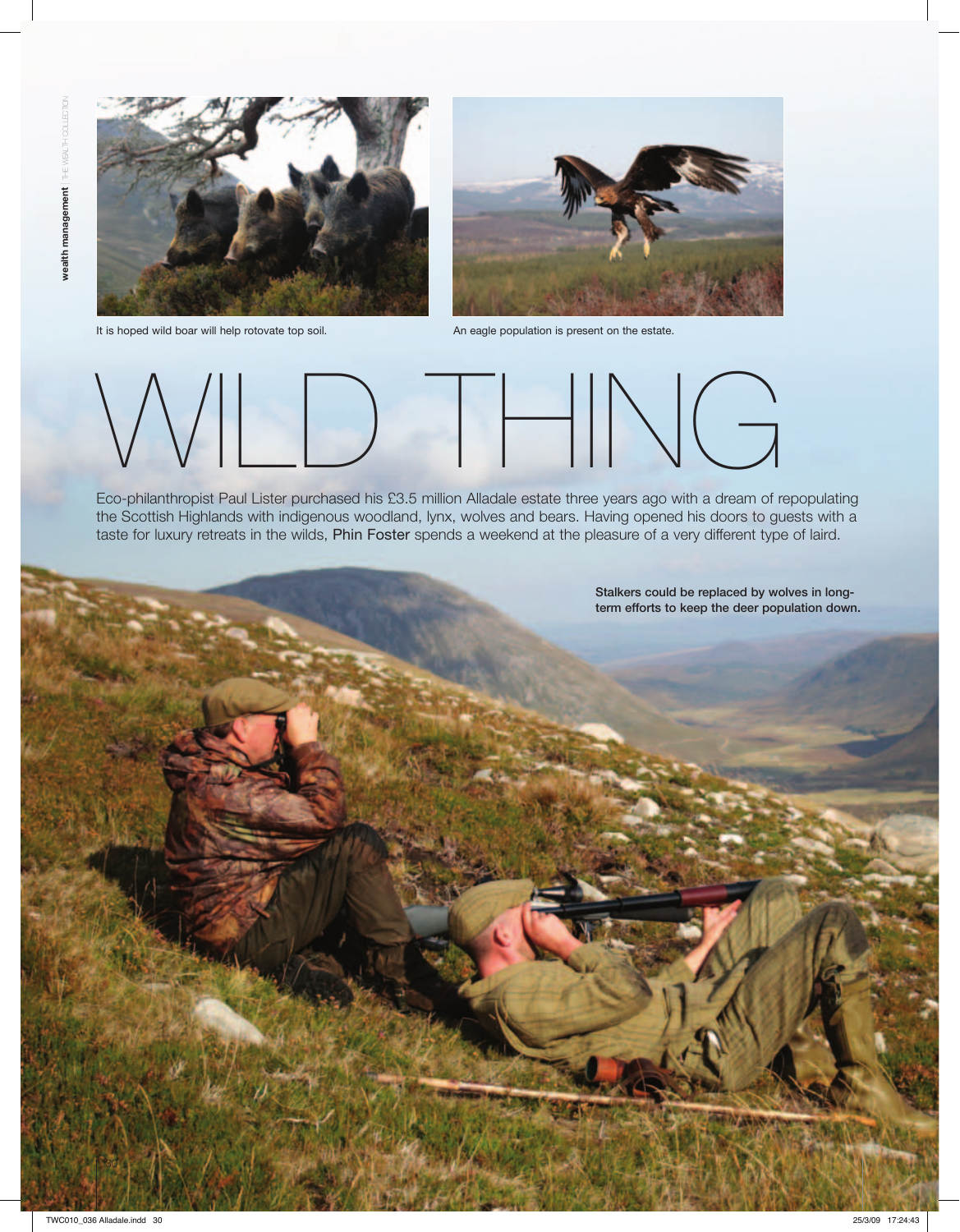It is hoped wild boar will help rotovate top soil.

An eagle population is present on the estate.

# WILD THING

Eco-philanthropist Paul Lister purchased his £3.5 million Alladale estate three years ago with a dream of repopulating the Scottish Highlands with indigenous woodland, lynx, wolves and bears. Having opened his doors to guests with a taste for luxury retreats in the wilds, Phin Foster spends a weekend at the pleasure of a very different type of laird.

**Stalkers could be replaced by wolves in long-term efforts to keep the deer population down.**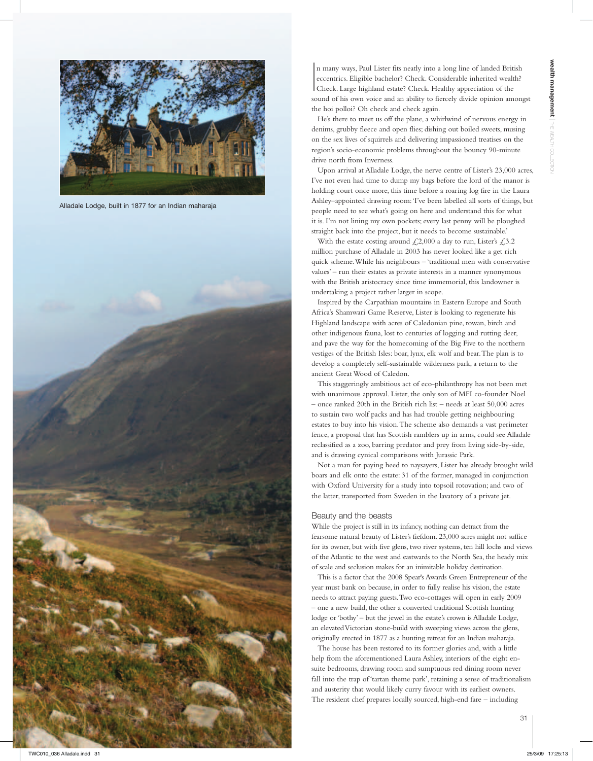Alladale Lodge, built in 1877 for an Indian maharaja

In many ways, Paul Lister fits neatly into a long line of landed British eccentrics. Eligible bachelor? Check. Considerable inherited wealth? Check. Large highland estate? Check. Healthy appreciation of the sound of his own voice and an ability to fiercely divide opinion amongst the hoi polloi? Oh check and check again.

He's there to meet us off the plane, a whirlwind of nervous energy in denims, grubby fleece and open flies; dishing out boiled sweets, musing on the sex lives of squirrels and delivering impassioned treatises on the region's socio-economic problems throughout the bouncy 90-minute drive north from Inverness.

Upon arrival at Alladale Lodge, the nerve centre of Lister's 23,000 acres, I've not even had time to dump my bags before the lord of the manor is holding court once more, this time before a roaring log fire in the Laura Ashley–appointed drawing room: 'I've been labelled all sorts of things, but people need to see what's going on here and understand this for what it is. I'm not lining my own pockets; every last penny will be ploughed straight back into the project, but it needs to become sustainable.'

With the estate costing around £2,000 a day to run, Lister's £3.2 million purchase of Alladale in 2003 has never looked like a get rich quick scheme. While his neighbours – 'traditional men with conservative values' – run their estates as private interests in a manner synonymous with the British aristocracy since time immemorial, this landowner is undertaking a project rather larger in scope.

Inspired by the Carpathian mountains in Eastern Europe and South Africa's Shamwari Game Reserve, Lister is looking to regenerate his Highland landscape with acres of Caledonian pine, rowan, birch and other indigenous fauna, lost to centuries of logging and rutting deer, and pave the way for the homecoming of the Big Five to the northern vestiges of the British Isles: boar, lynx, elk wolf and bear. The plan is to develop a completely self-sustainable wilderness park, a return to the ancient Great Wood of Caledon.

This staggeringly ambitious act of eco-philanthropy has not been met with unanimous approval. Lister, the only son of MFI co-founder Noel – once ranked 20th in the British rich list – needs at least 50,000 acres to sustain two wolf packs and has had trouble getting neighbouring estates to buy into his vision. The scheme also demands a vast perimeter fence, a proposal that has Scottish ramblers up in arms, could see Alladale reclassified as a zoo, barring predator and prey from living side-by-side, and is drawing cynical comparisons with Jurassic Park.

Not a man for paying heed to naysayers, Lister has already brought wild boars and elk onto the estate: 31 of the former, managed in conjunction with Oxford University for a study into topsoil rotovation; and two of the latter, transported from Sweden in the lavatory of a private jet.

### Beauty and the beasts

While the project is still in its infancy, nothing can detract from the fearsome natural beauty of Lister's fiefdom. 23,000 acres might not suffice for its owner, but with five glens, two river systems, ten hill lochs and views of the Atlantic to the west and eastwards to the North Sea, the heady mix of scale and seclusion makes for an inimitable holiday destination.

This is a factor that the 2008 Spear's Awards Green Entrepreneur of the year must bank on because, in order to fully realise his vision, the estate needs to attract paying guests. Two eco-cottages will open in early 2009 – one a new build, the other a converted traditional Scottish hunting lodge or 'bothy' – but the jewel in the estate's crown is Alladale Lodge, an elevated Victorian stone-build with sweeping views across the glens, originally erected in 1877 as a hunting retreat for an Indian maharaja.

The house has been restored to its former glories and, with a little help from the aforementioned Laura Ashley, interiors of the eight en-suite bedrooms, drawing room and sumptuous red dining room never fall into the trap of 'tartan theme park', retaining a sense of traditionalism and austerity that would likely curry favour with its earliest owners. The resident chef prepares locally sourced, high-end fare – including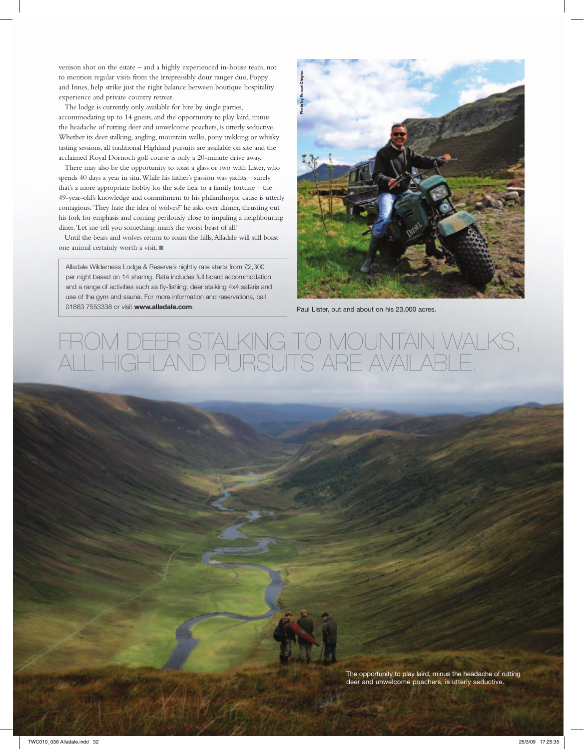venison shot on the estate – and a highly experienced in-house team, not to mention regular visits from the irrepressibly dour ranger duo, Poppy and Innes, help strike just the right balance between boutique hospitality experience and private country retreat.

The lodge is currently only available for hire by single parties, accommodating up to 14 guests, and the opportunity to play laird, minus the headache of rutting deer and unwelcome poachers, is utterly seductive. Whether its deer stalking, angling, mountain walks, pony trekking or whisky tasting sessions, all traditional Highland pursuits are available on site and the acclaimed Royal Dornoch golf course is only a 20-minute drive away.

There may also be the opportunity to toast a glass or two with Lister, who spends 40 days a year in situ. While his father's passion was yachts – surely that's a more appropriate hobby for the sole heir to a family fortune – the 49-year-old's knowledge and commitment to his philanthropic cause is utterly contagious: 'They hate the idea of wolves?' he asks over dinner, thrusting out his fork for emphasis and coming perilously close to impaling a neighbouring diner. 'Let me tell you something: man's the worst beast of all.'

Until the bears and wolves return to roam the hills, Alladale will still boast one animal certainly worth a visit. ■

Alladale Wilderness Lodge & Reserve's nightly rate starts from £2,300 per night based on 14 sharing. Rate includes full board accommodation and a range of activities such as fly-fishing, deer stalking 4x4 safaris and use of the gym and sauna. For more information and reservations, call 01863 7553338 or visit **www.alladale.com**.

Photo by Russel Cheyne.

Paul Lister, out and about on his 23,000 acres.

## FROM DEER STALKING TO MOUNTAIN WALKS, ALL HIGHLAND PURSUITS ARE AVAILABLE.

The opportunity to play laird, minus the headache of rutting deer and unwelcome poachers, is utterly seductive.